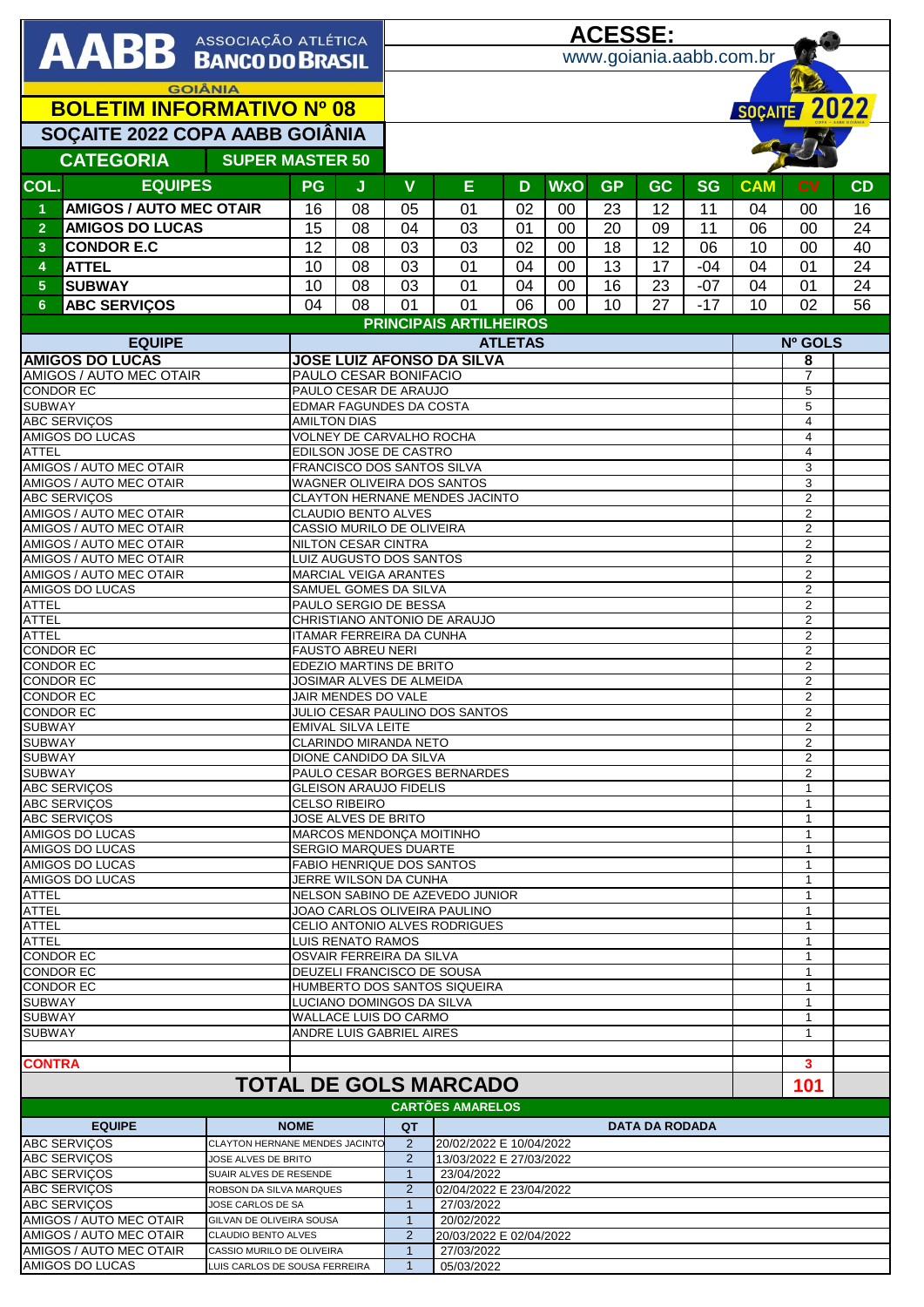# AABB ASSOCIAÇÃO ATLÉTICA BANCO DO BRASIL

GOIÂNIA

**ACESSE:** www.goiania.aabb.com.br

## BOLETIM INFORMATIVO Nº 08

## SOÇAITE 2022 COPA AABB GOIÂNIA

**CATEGORIA** SUPER MASTER 50

| COL. | EQUIPES | PG | J | V | E | D | WxO | GP | GC | SG | CAM | CV | CD |
|---|---|---|---|---|---|---|---|---|---|---|---|---|---|
| 1 | AMIGOS / AUTO MEC OTAIR | 16 | 08 | 05 | 01 | 02 | 00 | 23 | 12 | 11 | 04 | 00 | 16 |
| 2 | AMIGOS DO LUCAS | 15 | 08 | 04 | 03 | 01 | 00 | 20 | 09 | 11 | 06 | 00 | 24 |
| 3 | CONDOR E.C | 12 | 08 | 03 | 03 | 02 | 00 | 18 | 12 | 06 | 10 | 00 | 40 |
| 4 | ATTEL | 10 | 08 | 03 | 01 | 04 | 00 | 13 | 17 | -04 | 04 | 01 | 24 |
| 5 | SUBWAY | 10 | 08 | 03 | 01 | 04 | 00 | 16 | 23 | -07 | 04 | 01 | 24 |
| 6 | ABC SERVIÇOS | 04 | 08 | 01 | 01 | 06 | 00 | 10 | 27 | -17 | 10 | 02 | 56 |

### PRINCIPAIS ARTILHEIROS

| EQUIPE | ATLETAS | Nº GOLS |
|---|---|---|
| AMIGOS DO LUCAS | JOSE LUIZ AFONSO DA SILVA | 8 |
| AMIGOS / AUTO MEC OTAIR | PAULO CESAR BONIFACIO | 7 |
| CONDOR EC | PAULO CESAR DE ARAUJO | 5 |
| SUBWAY | EDMAR FAGUNDES DA COSTA | 5 |
| ABC SERVIÇOS | AMILTON DIAS | 4 |
| AMIGOS DO LUCAS | VOLNEY DE CARVALHO ROCHA | 4 |
| ATTEL | EDILSON JOSE DE CASTRO | 4 |
| AMIGOS / AUTO MEC OTAIR | FRANCISCO DOS SANTOS SILVA | 3 |
| AMIGOS / AUTO MEC OTAIR | WAGNER OLIVEIRA DOS SANTOS | 3 |
| ABC SERVIÇOS | CLAYTON HERNANE MENDES JACINTO | 2 |
| AMIGOS / AUTO MEC OTAIR | CLAUDIO BENTO ALVES | 2 |
| AMIGOS / AUTO MEC OTAIR | CASSIO MURILO DE OLIVEIRA | 2 |
| AMIGOS / AUTO MEC OTAIR | NILTON CESAR CINTRA | 2 |
| AMIGOS / AUTO MEC OTAIR | LUIZ AUGUSTO DOS SANTOS | 2 |
| AMIGOS / AUTO MEC OTAIR | MARCIAL VEIGA ARANTES | 2 |
| AMIGOS DO LUCAS | SAMUEL GOMES DA SILVA | 2 |
| ATTEL | PAULO SERGIO DE BESSA | 2 |
| ATTEL | CHRISTIANO ANTONIO DE ARAUJO | 2 |
| ATTEL | ITAMAR FERREIRA DA CUNHA | 2 |
| CONDOR EC | FAUSTO ABREU NERI | 2 |
| CONDOR EC | EDEZIO MARTINS DE BRITO | 2 |
| CONDOR EC | JOSIMAR ALVES DE ALMEIDA | 2 |
| CONDOR EC | JAIR MENDES DO VALE | 2 |
| CONDOR EC | JULIO CESAR PAULINO DOS SANTOS | 2 |
| SUBWAY | EMIVAL SILVA LEITE | 2 |
| SUBWAY | CLARINDO MIRANDA NETO | 2 |
| SUBWAY | DIONE CANDIDO DA SILVA | 2 |
| SUBWAY | PAULO CESAR BORGES BERNARDES | 2 |
| ABC SERVIÇOS | GLEISON ARAUJO FIDELIS | 1 |
| ABC SERVIÇOS | CELSO RIBEIRO | 1 |
| ABC SERVIÇOS | JOSE ALVES DE BRITO | 1 |
| AMIGOS DO LUCAS | MARCOS MENDONÇA MOITINHO | 1 |
| AMIGOS DO LUCAS | SERGIO MARQUES DUARTE | 1 |
| AMIGOS DO LUCAS | FABIO HENRIQUE DOS SANTOS | 1 |
| AMIGOS DO LUCAS | JERRE WILSON DA CUNHA | 1 |
| ATTEL | NELSON SABINO DE AZEVEDO JUNIOR | 1 |
| ATTEL | JOAO CARLOS OLIVEIRA PAULINO | 1 |
| ATTEL | CELIO ANTONIO ALVES RODRIGUES | 1 |
| ATTEL | LUIS RENATO RAMOS | 1 |
| CONDOR EC | OSVAIR FERREIRA DA SILVA | 1 |
| CONDOR EC | DEUZELI FRANCISCO DE SOUSA | 1 |
| CONDOR EC | HUMBERTO DOS SANTOS SIQUEIRA | 1 |
| SUBWAY | LUCIANO DOMINGOS DA SILVA | 1 |
| SUBWAY | WALLACE LUIS DO CARMO | 1 |
| SUBWAY | ANDRE LUIS GABRIEL AIRES | 1 |
| | | |
| CONTRA | | 3 |
| **TOTAL DE GOLS MARCADO** | | **101** |

### CARTÕES AMARELOS

| EQUIPE | NOME | QT | DATA DA RODADA |
|---|---|---|---|
| ABC SERVIÇOS | CLAYTON HERNANE MENDES JACINTO | 2 | 20/02/2022 E 10/04/2022 |
| ABC SERVIÇOS | JOSE ALVES DE BRITO | 2 | 13/03/2022 E 27/03/2022 |
| ABC SERVIÇOS | SUAIR ALVES DE RESENDE | 1 | 23/04/2022 |
| ABC SERVIÇOS | ROBSON DA SILVA MARQUES | 2 | 02/04/2022 E 23/04/2022 |
| ABC SERVIÇOS | JOSE CARLOS DE SA | 1 | 27/03/2022 |
| AMIGOS / AUTO MEC OTAIR | GILVAN DE OLIVEIRA SOUSA | 1 | 20/02/2022 |
| AMIGOS / AUTO MEC OTAIR | CLAUDIO BENTO ALVES | 2 | 20/03/2022 E 02/04/2022 |
| AMIGOS / AUTO MEC OTAIR | CASSIO MURILO DE OLIVEIRA | 1 | 27/03/2022 |
| AMIGOS DO LUCAS | LUIS CARLOS DE SOUSA FERREIRA | 1 | 05/03/2022 |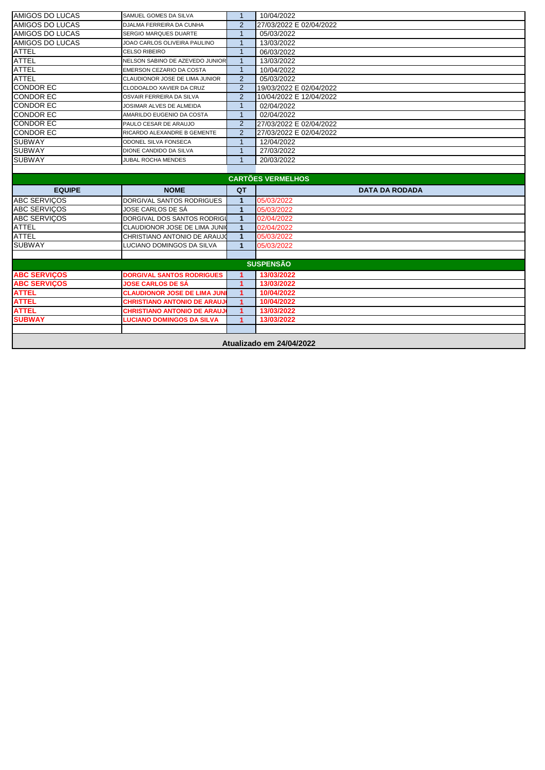| | | | |
|---|---|---|---|
| AMIGOS DO LUCAS | SAMUEL GOMES DA SILVA | 1 | 10/04/2022 |
| AMIGOS DO LUCAS | DJALMA FERREIRA DA CUNHA | 2 | 27/03/2022 E 02/04/2022 |
| AMIGOS DO LUCAS | SERGIO MARQUES DUARTE | 1 | 05/03/2022 |
| AMIGOS DO LUCAS | JOAO CARLOS OLIVEIRA PAULINO | 1 | 13/03/2022 |
| ATTEL | CELSO RIBEIRO | 1 | 06/03/2022 |
| ATTEL | NELSON SABINO DE AZEVEDO JUNIOR | 1 | 13/03/2022 |
| ATTEL | EMERSON CEZARIO DA COSTA | 1 | 10/04/2022 |
| ATTEL | CLAUDIONOR JOSE DE LIMA JUNIOR | 2 | 05/03/2022 |
| CONDOR EC | CLODOALDO XAVIER DA CRUZ | 2 | 19/03/2022 E 02/04/2022 |
| CONDOR EC | OSVAIR FERREIRA DA SILVA | 2 | 10/04/2022 E 12/04/2022 |
| CONDOR EC | JOSIMAR ALVES DE ALMEIDA | 1 | 02/04/2022 |
| CONDOR EC | AMARILDO EUGENIO DA COSTA | 1 | 02/04/2022 |
| CONDOR EC | PAULO CESAR DE ARAUJO | 2 | 27/03/2022 E 02/04/2022 |
| CONDOR EC | RICARDO ALEXANDRE B GEMENTE | 2 | 27/03/2022 E 02/04/2022 |
| SUBWAY | ODONEL SILVA FONSECA | 1 | 12/04/2022 |
| SUBWAY | DIONE CANDIDO DA SILVA | 1 | 27/03/2022 |
| SUBWAY | JUBAL ROCHA MENDES | 1 | 20/03/2022 |

## CARTÕES VERMELHOS

| EQUIPE | NOME | QT | DATA DA RODADA |
|---|---|---|---|
| ABC SERVIÇOS | DORGIVAL SANTOS RODRIGUES | 1 | 05/03/2022 |
| ABC SERVIÇOS | JOSE CARLOS DE SÁ | 1 | 05/03/2022 |
| ABC SERVIÇOS | DORGIVAL DOS SANTOS RODRIGU | 1 | 02/04/2022 |
| ATTEL | CLAUDIONOR JOSE DE LIMA JUNIO | 1 | 02/04/2022 |
| ATTEL | CHRISTIANO ANTONIO DE ARAUJO | 1 | 05/03/2022 |
| SUBWAY | LUCIANO DOMINGOS DA SILVA | 1 | 05/03/2022 |

## SUSPENSÃO

| | | | |
|---|---|---|---|
| **ABC SERVIÇOS** | **DORGIVAL SANTOS RODRIGUES** | **1** | **13/03/2022** |
| **ABC SERVIÇOS** | **JOSE CARLOS DE SÁ** | **1** | **13/03/2022** |
| **ATTEL** | **CLAUDIONOR JOSE DE LIMA JUNI** | **1** | **10/04/2022** |
| **ATTEL** | **CHRISTIANO ANTONIO DE ARAUJ** | **1** | **10/04/2022** |
| **ATTEL** | **CHRISTIANO ANTONIO DE ARAUJ** | **1** | **13/03/2022** |
| **SUBWAY** | **LUCIANO DOMINGOS DA SILVA** | **1** | **13/03/2022** |

**Atualizado em 24/04/2022**